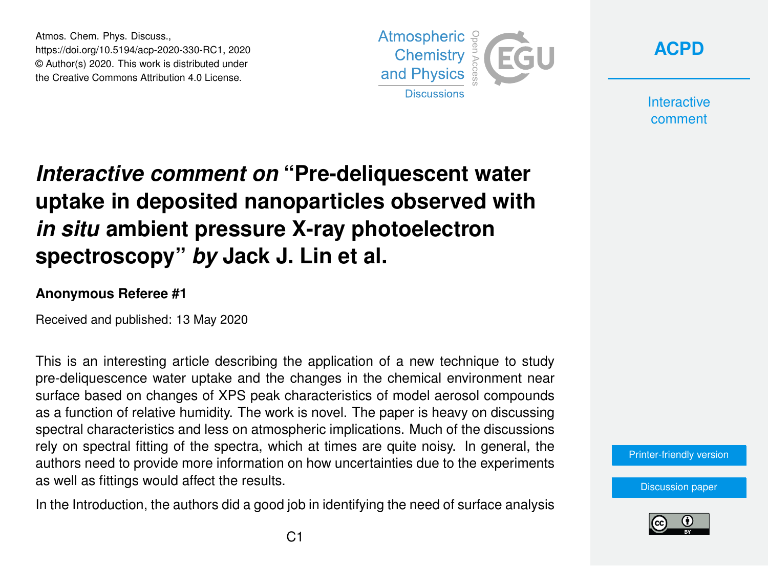Atmos. Chem. Phys. Discuss.,
https://doi.org/10.5194/acp-2020-330-RC1, 2020
© Author(s) 2020. This work is distributed under
the Creative Commons Attribution 4.0 License.

# *Interactive comment on* "Pre-deliquescent water uptake in deposited nanoparticles observed with *in situ* ambient pressure X-ray photoelectron spectroscopy" *by* Jack J. Lin et al.

### Anonymous Referee #1

Received and published: 13 May 2020

This is an interesting article describing the application of a new technique to study pre-deliquescence water uptake and the changes in the chemical environment near surface based on changes of XPS peak characteristics of model aerosol compounds as a function of relative humidity. The work is novel. The paper is heavy on discussing spectral characteristics and less on atmospheric implications. Much of the discussions rely on spectral fitting of the spectra, which at times are quite noisy. In general, the authors need to provide more information on how uncertainties due to the experiments as well as fittings would affect the results.

In the Introduction, the authors did a good job in identifying the need of surface analysis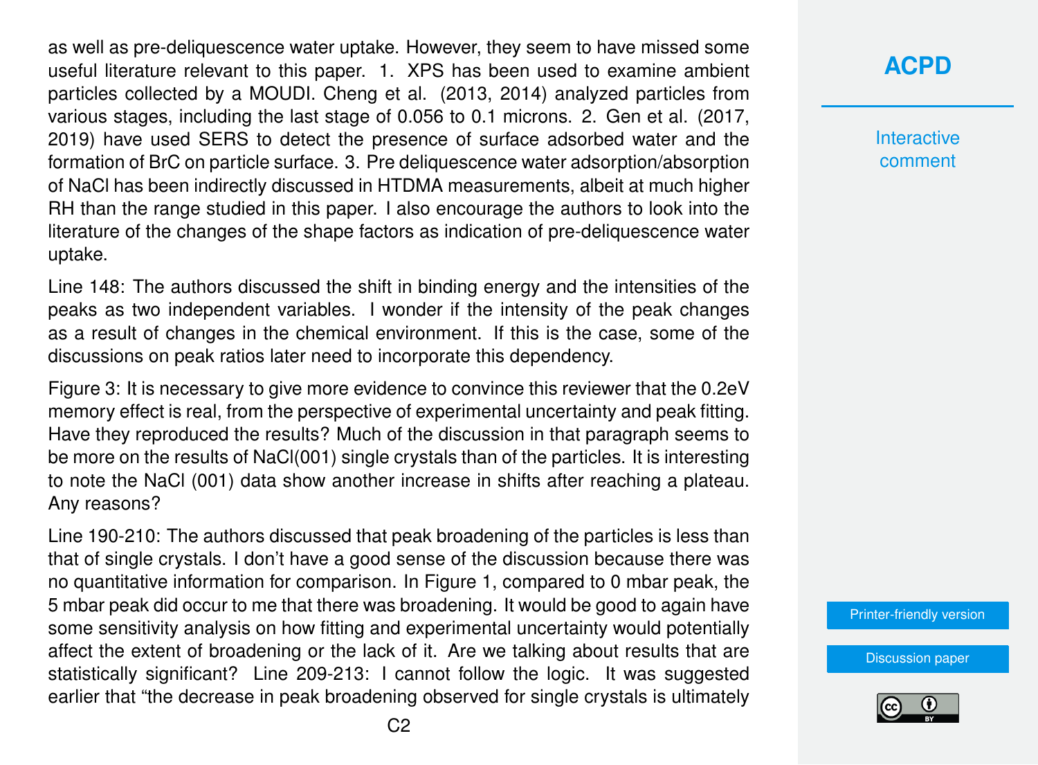as well as pre-deliquescence water uptake. However, they seem to have missed some useful literature relevant to this paper. 1. XPS has been used to examine ambient particles collected by a MOUDI. Cheng et al. (2013, 2014) analyzed particles from various stages, including the last stage of 0.056 to 0.1 microns. 2. Gen et al. (2017, 2019) have used SERS to detect the presence of surface adsorbed water and the formation of BrC on particle surface. 3. Pre deliquescence water adsorption/absorption of NaCl has been indirectly discussed in HTDMA measurements, albeit at much higher RH than the range studied in this paper. I also encourage the authors to look into the literature of the changes of the shape factors as indication of pre-deliquescence water uptake.

Line 148: The authors discussed the shift in binding energy and the intensities of the peaks as two independent variables. I wonder if the intensity of the peak changes as a result of changes in the chemical environment. If this is the case, some of the discussions on peak ratios later need to incorporate this dependency.

Figure 3: It is necessary to give more evidence to convince this reviewer that the 0.2eV memory effect is real, from the perspective of experimental uncertainty and peak fitting. Have they reproduced the results? Much of the discussion in that paragraph seems to be more on the results of NaCl(001) single crystals than of the particles. It is interesting to note the NaCl (001) data show another increase in shifts after reaching a plateau. Any reasons?

Line 190-210: The authors discussed that peak broadening of the particles is less than that of single crystals. I don't have a good sense of the discussion because there was no quantitative information for comparison. In Figure 1, compared to 0 mbar peak, the 5 mbar peak did occur to me that there was broadening. It would be good to again have some sensitivity analysis on how fitting and experimental uncertainty would potentially affect the extent of broadening or the lack of it. Are we talking about results that are statistically significant? Line 209-213: I cannot follow the logic. It was suggested earlier that "the decrease in peak broadening observed for single crystals is ultimately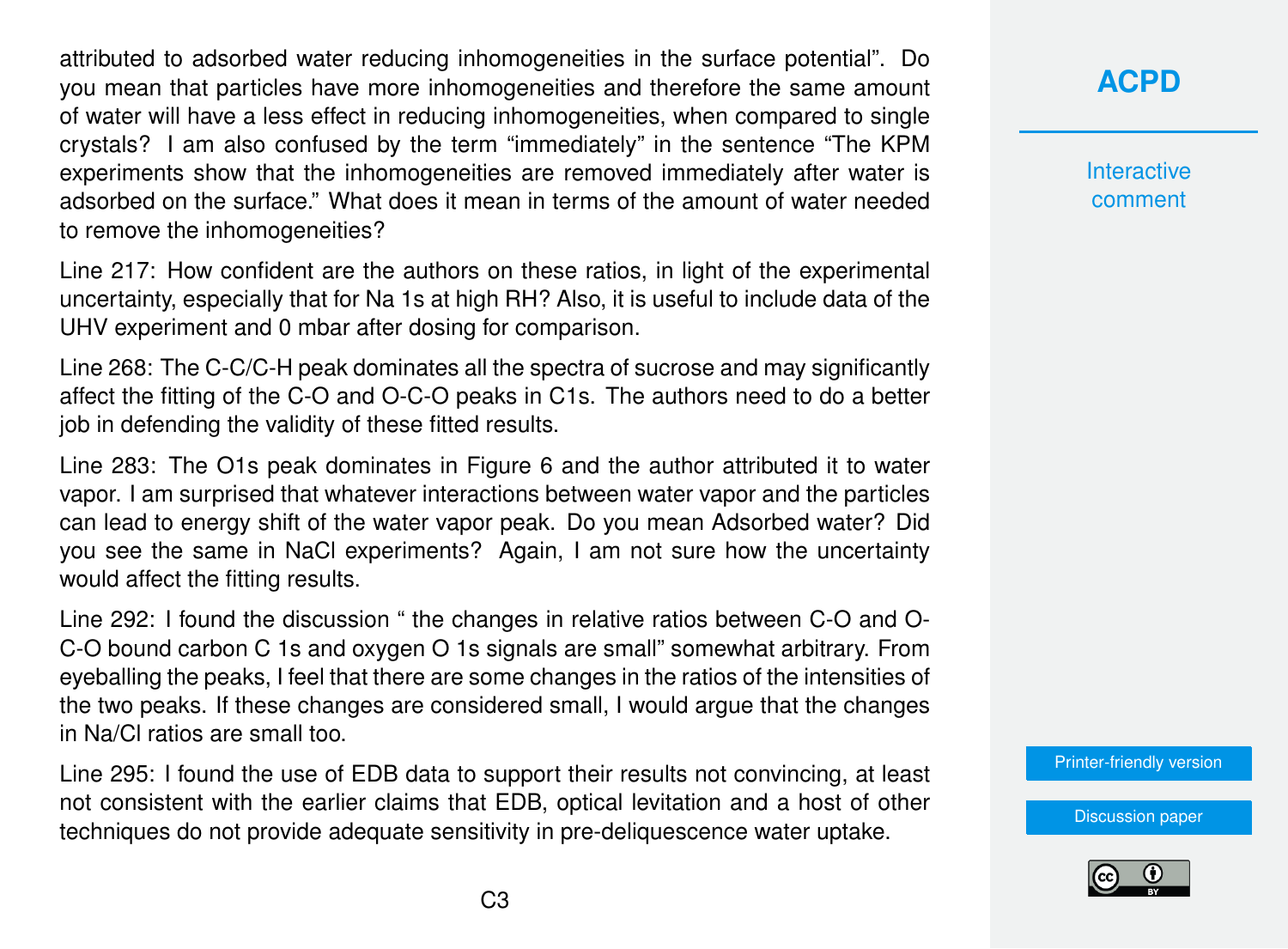attributed to adsorbed water reducing inhomogeneities in the surface potential". Do you mean that particles have more inhomogeneities and therefore the same amount of water will have a less effect in reducing inhomogeneities, when compared to single crystals? I am also confused by the term "immediately" in the sentence "The KPM experiments show that the inhomogeneities are removed immediately after water is adsorbed on the surface." What does it mean in terms of the amount of water needed to remove the inhomogeneities?

Line 217: How confident are the authors on these ratios, in light of the experimental uncertainty, especially that for Na 1s at high RH? Also, it is useful to include data of the UHV experiment and 0 mbar after dosing for comparison.

Line 268: The C-C/C-H peak dominates all the spectra of sucrose and may significantly affect the fitting of the C-O and O-C-O peaks in C1s. The authors need to do a better job in defending the validity of these fitted results.

Line 283: The O1s peak dominates in Figure 6 and the author attributed it to water vapor. I am surprised that whatever interactions between water vapor and the particles can lead to energy shift of the water vapor peak. Do you mean Adsorbed water? Did you see the same in NaCl experiments? Again, I am not sure how the uncertainty would affect the fitting results.

Line 292: I found the discussion " the changes in relative ratios between C-O and O-C-O bound carbon C 1s and oxygen O 1s signals are small" somewhat arbitrary. From eyeballing the peaks, I feel that there are some changes in the ratios of the intensities of the two peaks. If these changes are considered small, I would argue that the changes in Na/Cl ratios are small too.

Line 295: I found the use of EDB data to support their results not convincing, at least not consistent with the earlier claims that EDB, optical levitation and a host of other techniques do not provide adequate sensitivity in pre-deliquescence water uptake.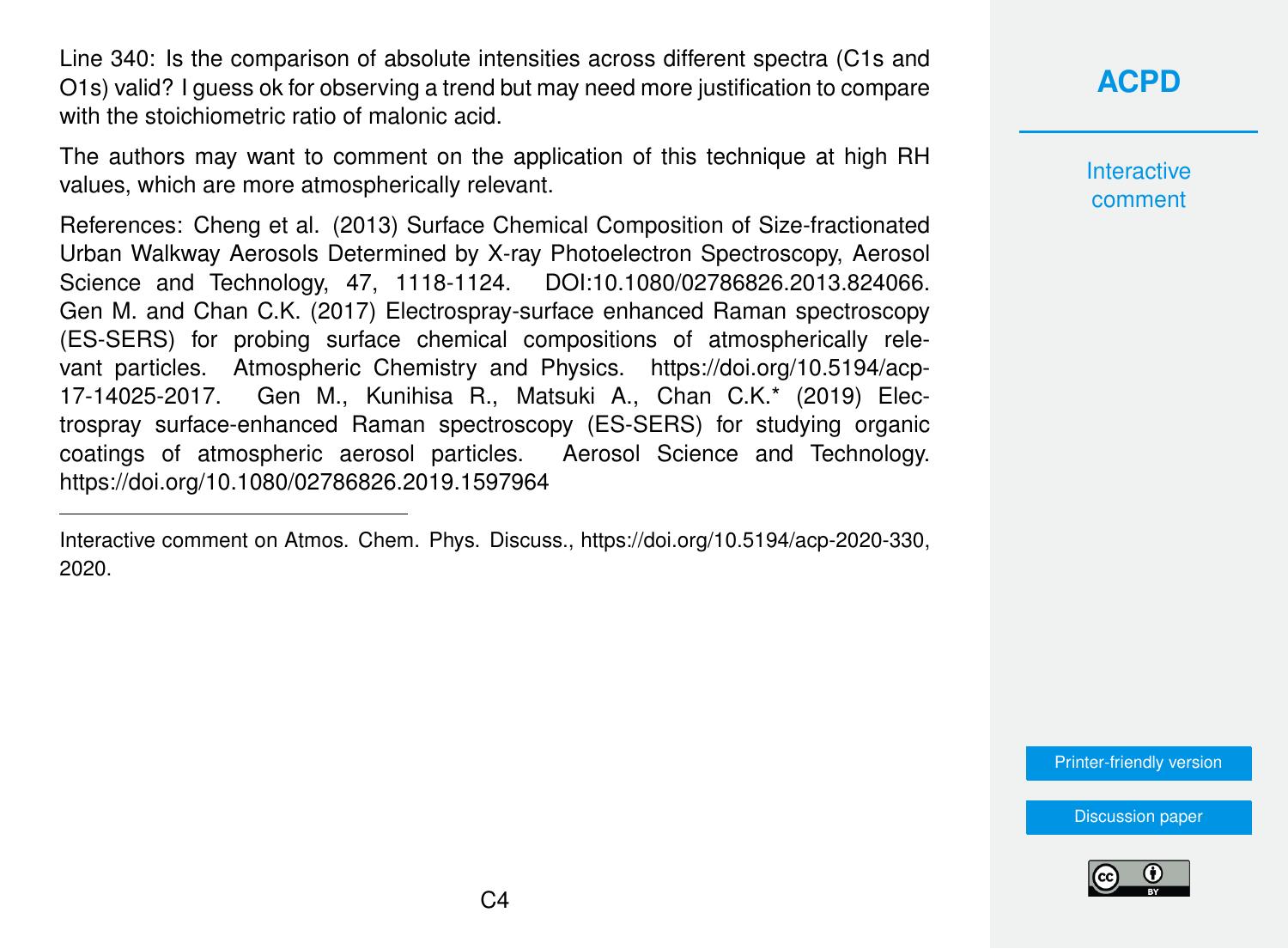Line 340: Is the comparison of absolute intensities across different spectra (C1s and O1s) valid? I guess ok for observing a trend but may need more justification to compare with the stoichiometric ratio of malonic acid.

The authors may want to comment on the application of this technique at high RH values, which are more atmospherically relevant.

References: Cheng et al. (2013) Surface Chemical Composition of Size-fractionated Urban Walkway Aerosols Determined by X-ray Photoelectron Spectroscopy, Aerosol Science and Technology, 47, 1118-1124. DOI:10.1080/02786826.2013.824066. Gen M. and Chan C.K. (2017) Electrospray-surface enhanced Raman spectroscopy (ES-SERS) for probing surface chemical compositions of atmospherically relevant particles. Atmospheric Chemistry and Physics. https://doi.org/10.5194/acp-17-14025-2017. Gen M., Kunihisa R., Matsuki A., Chan C.K.* (2019) Electrospray surface-enhanced Raman spectroscopy (ES-SERS) for studying organic coatings of atmospheric aerosol particles. Aerosol Science and Technology. https://doi.org/10.1080/02786826.2019.1597964

---

Interactive comment on Atmos. Chem. Phys. Discuss., https://doi.org/10.5194/acp-2020-330, 2020.